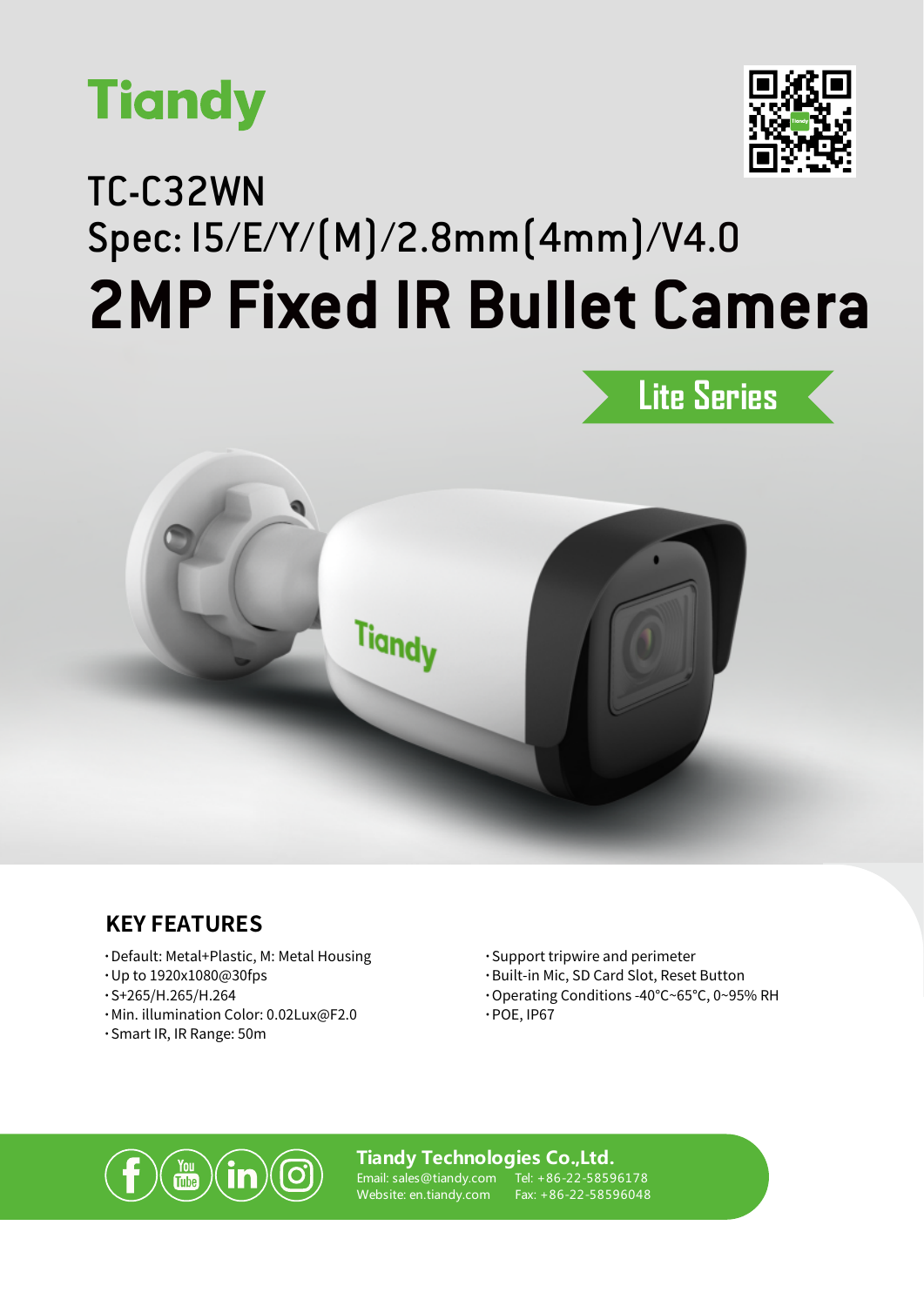Tiandy

# TC-C32WN

## Spec: I5/E/Y/(M)/2.8mm(4mm)/V4.0

# 2MP Fixed IR Bullet Camera

Lite Series

## KEY FEATURES

- Default: Metal+Plastic, M: Metal Housing
- Up to 1920x1080@30fps
- S+265/H.265/H.264
- Min. illumination Color: 0.02Lux@F2.0
- Smart IR, IR Range: 50m
- Support tripwire and perimeter
- Built-in Mic, SD Card Slot, Reset Button
- Operating Conditions -40°C~65°C, 0~95% RH
- POE, IP67

**Tiandy Technologies Co.,Ltd.**

Email: sales@tiandy.com Tel: +86-22-58596178

Website: en.tiandy.com Fax: +86-22-58596048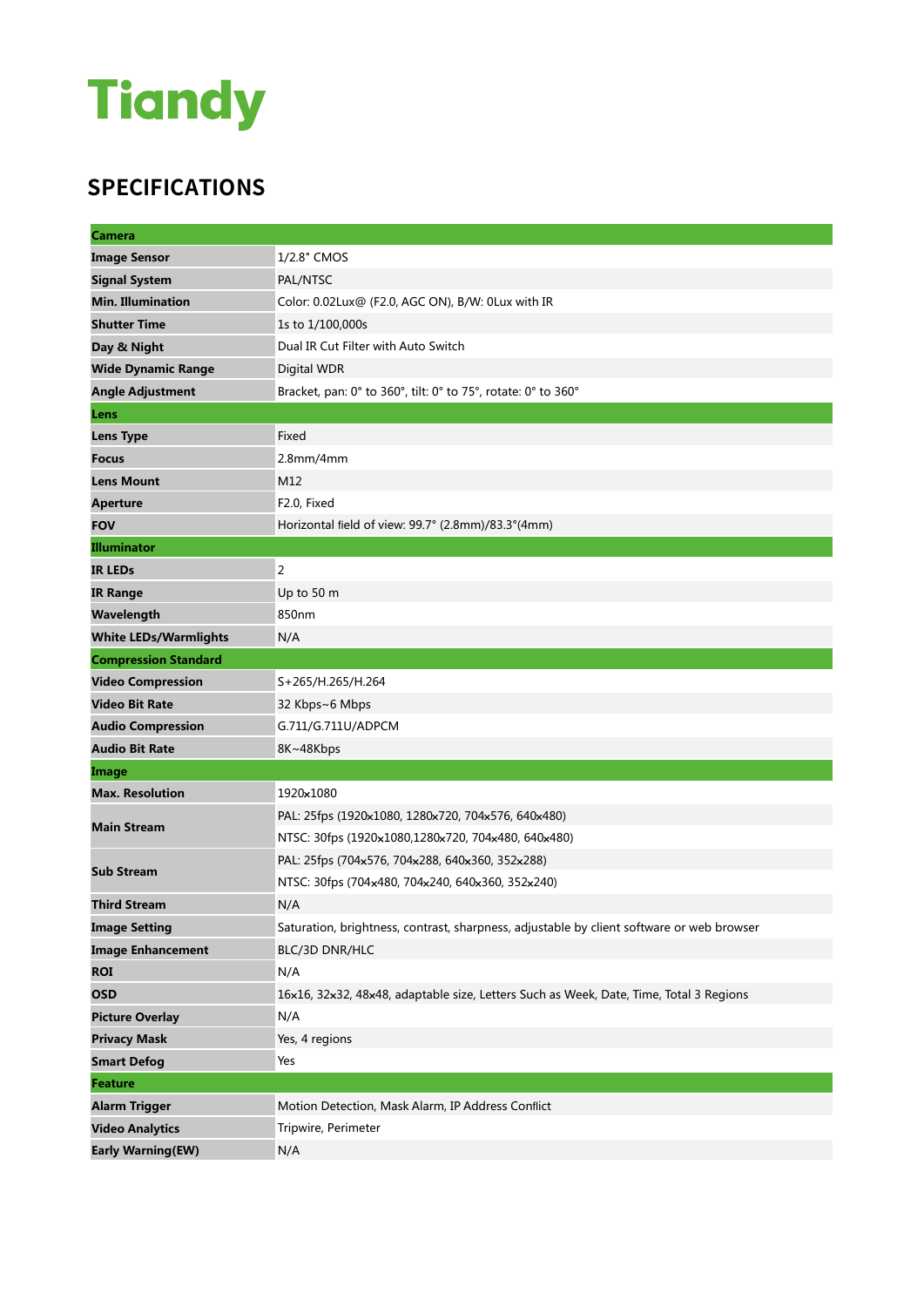# Tiandy

## SPECIFICATIONS

| **Camera** | |
|---|---|
| **Image Sensor** | 1/2.8" CMOS |
| **Signal System** | PAL/NTSC |
| **Min. Illumination** | Color: 0.02Lux@ (F2.0, AGC ON), B/W: 0Lux with IR |
| **Shutter Time** | 1s to 1/100,000s |
| **Day & Night** | Dual IR Cut Filter with Auto Switch |
| **Wide Dynamic Range** | Digital WDR |
| **Angle Adjustment** | Bracket, pan: 0° to 360°, tilt: 0° to 75°, rotate: 0° to 360° |
| **Lens** | |
| **Lens Type** | Fixed |
| **Focus** | 2.8mm/4mm |
| **Lens Mount** | M12 |
| **Aperture** | F2.0, Fixed |
| **FOV** | Horizontal field of view: 99.7° (2.8mm)/83.3°(4mm) |
| **Illuminator** | |
| **IR LEDs** | 2 |
| **IR Range** | Up to 50 m |
| **Wavelength** | 850nm |
| **White LEDs/Warmlights** | N/A |
| **Compression Standard** | |
| **Video Compression** | S+265/H.265/H.264 |
| **Video Bit Rate** | 32 Kbps~6 Mbps |
| **Audio Compression** | G.711/G.711U/ADPCM |
| **Audio Bit Rate** | 8K~48Kbps |
| **Image** | |
| **Max. Resolution** | 1920x1080 |
| **Main Stream** | PAL: 25fps (1920x1080, 1280x720, 704x576, 640x480) |
| | NTSC: 30fps (1920x1080,1280x720, 704x480, 640x480) |
| **Sub Stream** | PAL: 25fps (704x576, 704x288, 640x360, 352x288) |
| | NTSC: 30fps (704x480, 704x240, 640x360, 352x240) |
| **Third Stream** | N/A |
| **Image Setting** | Saturation, brightness, contrast, sharpness, adjustable by client software or web browser |
| **Image Enhancement** | BLC/3D DNR/HLC |
| **ROI** | N/A |
| **OSD** | 16x16, 32x32, 48x48, adaptable size, Letters Such as Week, Date, Time, Total 3 Regions |
| **Picture Overlay** | N/A |
| **Privacy Mask** | Yes, 4 regions |
| **Smart Defog** | Yes |
| **Feature** | |
| **Alarm Trigger** | Motion Detection, Mask Alarm, IP Address Conflict |
| **Video Analytics** | Tripwire, Perimeter |
| **Early Warning(EW)** | N/A |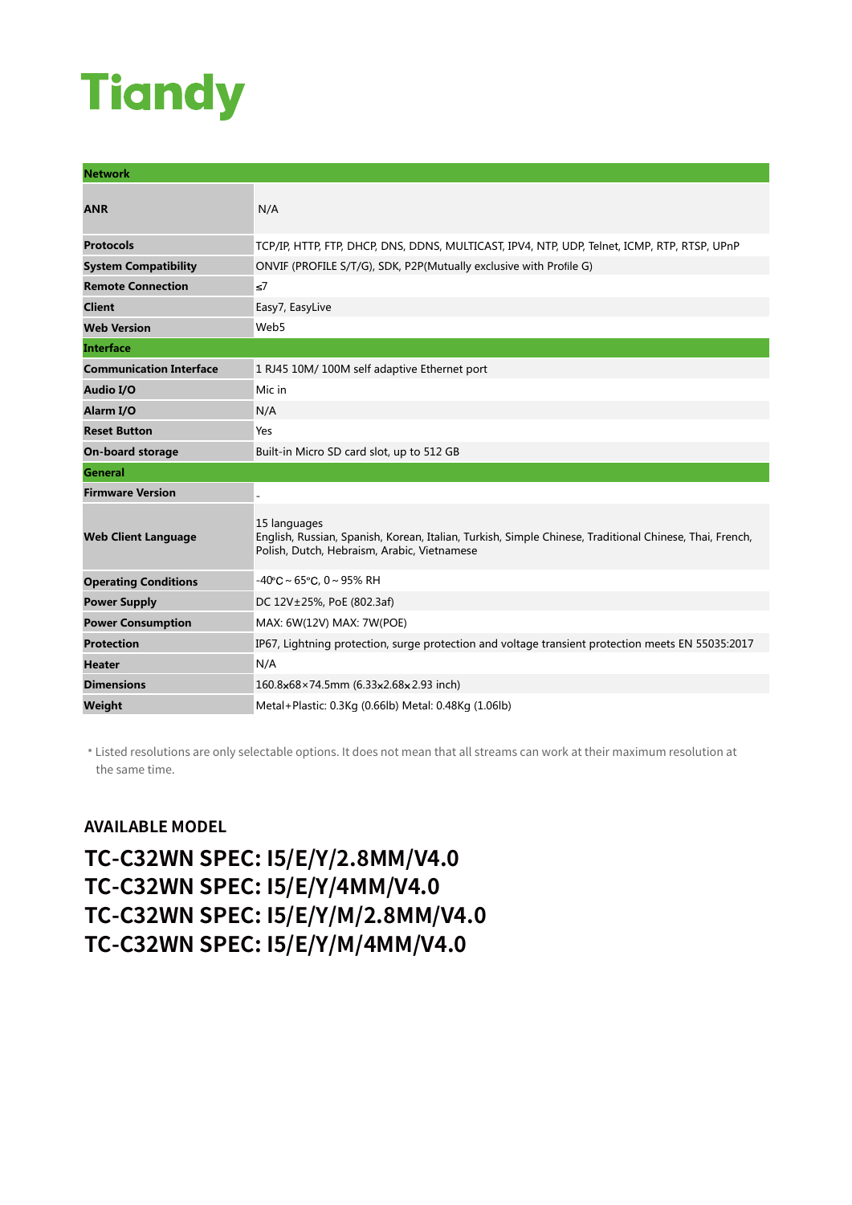# Tiandy

| Network | |
|---|---|
| **ANR** | N/A |
| **Protocols** | TCP/IP, HTTP, FTP, DHCP, DNS, DDNS, MULTICAST, IPV4, NTP, UDP, Telnet, ICMP, RTP, RTSP, UPnP |
| **System Compatibility** | ONVIF (PROFILE S/T/G), SDK, P2P(Mutually exclusive with Profile G) |
| **Remote Connection** | ≤7 |
| **Client** | Easy7, EasyLive |
| **Web Version** | Web5 |
| **Interface** | |
| **Communication Interface** | 1 RJ45 10M/ 100M self adaptive Ethernet port |
| **Audio I/O** | Mic in |
| **Alarm I/O** | N/A |
| **Reset Button** | Yes |
| **On-board storage** | Built-in Micro SD card slot, up to 512 GB |
| **General** | |
| **Firmware Version** | - |
| **Web Client Language** | 15 languages<br>English, Russian, Spanish, Korean, Italian, Turkish, Simple Chinese, Traditional Chinese, Thai, French, Polish, Dutch, Hebraism, Arabic, Vietnamese |
| **Operating Conditions** | -40°C ~ 65°C, 0 ~ 95% RH |
| **Power Supply** | DC 12V±25%, PoE (802.3af) |
| **Power Consumption** | MAX: 6W(12V) MAX: 7W(POE) |
| **Protection** | IP67, Lightning protection, surge protection and voltage transient protection meets EN 55035:2017 |
| **Heater** | N/A |
| **Dimensions** | 160.8×68×74.5mm (6.33×2.68×2.93 inch) |
| **Weight** | Metal+Plastic: 0.3Kg (0.66lb) Metal: 0.48Kg (1.06lb) |

* Listed resolutions are only selectable options. It does not mean that all streams can work at their maximum resolution at the same time.

## AVAILABLE MODEL

**TC-C32WN SPEC: I5/E/Y/2.8MM/V4.0**
**TC-C32WN SPEC: I5/E/Y/4MM/V4.0**
**TC-C32WN SPEC: I5/E/Y/M/2.8MM/V4.0**
**TC-C32WN SPEC: I5/E/Y/M/4MM/V4.0**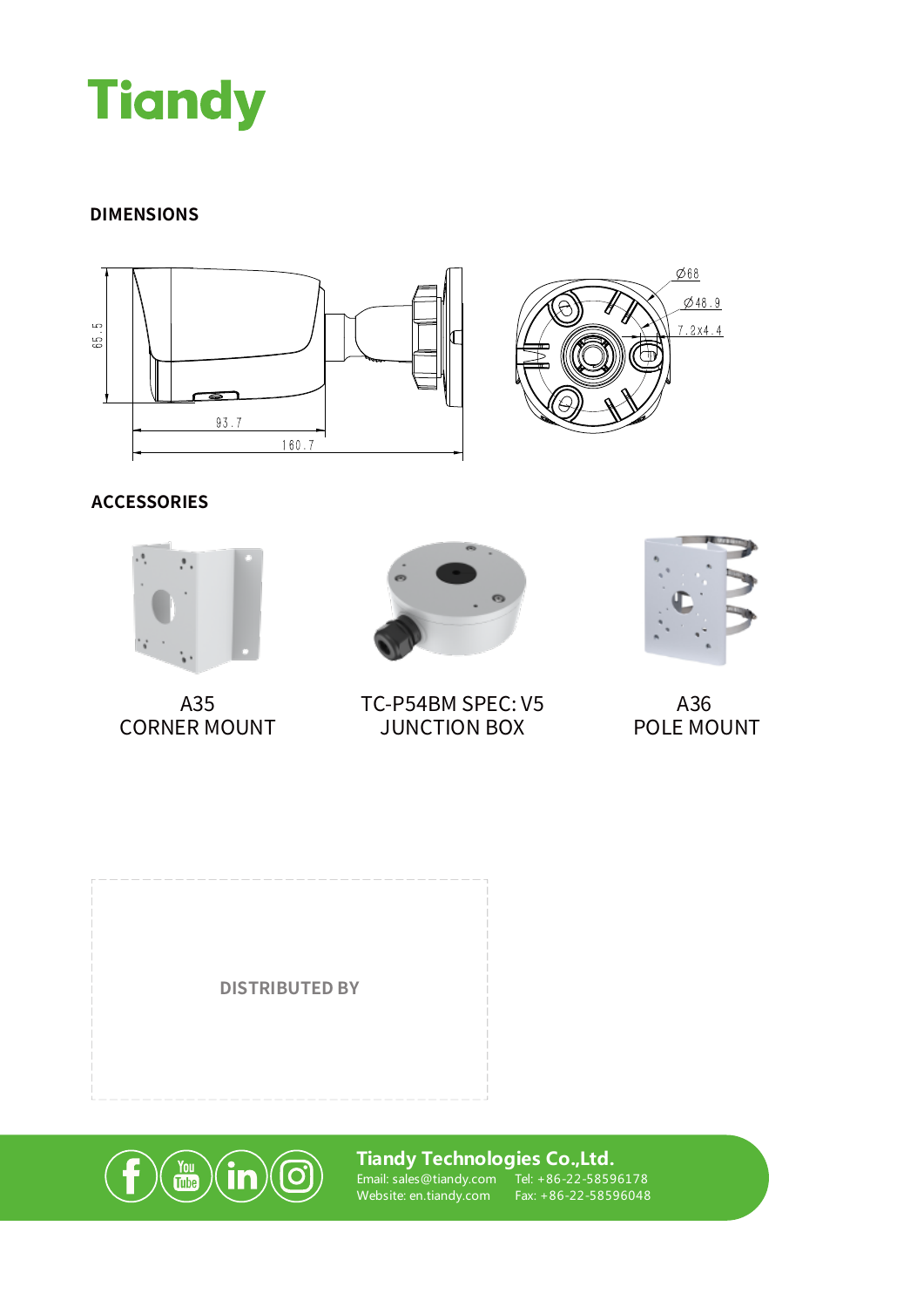Tiandy

## DIMENSIONS

65.5

93.7

160.7

Ø68

Ø48.9

7.2x4.4

## ACCESSORIES

A35
CORNER MOUNT

TC-P54BM SPEC: V5
JUNCTION BOX

A36
POLE MOUNT

DISTRIBUTED BY

**Tiandy Technologies Co.,Ltd.**
Email: sales@tiandy.com Tel: +86-22-58596178
Website: en.tiandy.com Fax: +86-22-58596048